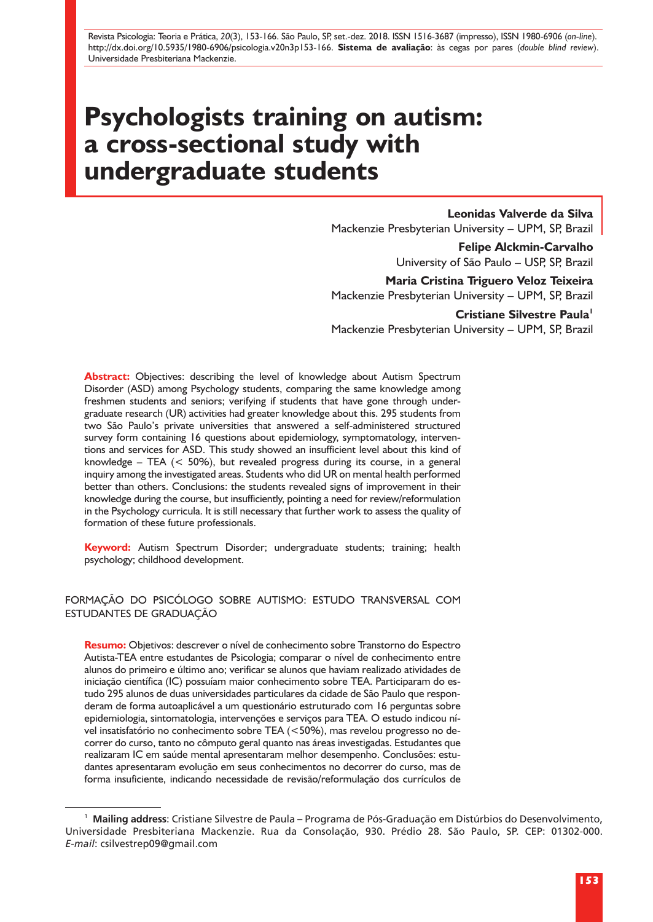Revista Psicologia: Teoria e Prática, *20*(3), 153-166. São Paulo, SP, set.-dez. 2018. ISSN 1516-3687 (impresso), ISSN 1980-6906 (*on-line*). http://dx.doi.org/10.5935/1980-6906/psicologia.v20n3p153-166. **Sistema de avaliação**: às cegas por pares (*double blind review*). Universidade Presbiteriana Mackenzie.

# Psychologists training on autism: a cross-sectional study with undergraduate students

**Leonidas Valverde da Silva**
Mackenzie Presbyterian University – UPM, SP, Brazil

**Felipe Alckmin-Carvalho**
University of São Paulo – USP, SP, Brazil

**Maria Cristina Triguero Veloz Teixeira**
Mackenzie Presbyterian University – UPM, SP, Brazil

**Cristiane Silvestre Paula**[1]
Mackenzie Presbyterian University – UPM, SP, Brazil

**Abstract:** Objectives: describing the level of knowledge about Autism Spectrum Disorder (ASD) among Psychology students, comparing the same knowledge among freshmen students and seniors; verifying if students that have gone through undergraduate research (UR) activities had greater knowledge about this. 295 students from two São Paulo's private universities that answered a self-administered structured survey form containing 16 questions about epidemiology, symptomatology, interventions and services for ASD. This study showed an insufficient level about this kind of knowledge – TEA (< 50%), but revealed progress during its course, in a general inquiry among the investigated areas. Students who did UR on mental health performed better than others. Conclusions: the students revealed signs of improvement in their knowledge during the course, but insufficiently, pointing a need for review/reformulation in the Psychology curricula. It is still necessary that further work to assess the quality of formation of these future professionals.

**Keyword:** Autism Spectrum Disorder; undergraduate students; training; health psychology; childhood development.

FORMAÇÃO DO PSICÓLOGO SOBRE AUTISMO: ESTUDO TRANSVERSAL COM ESTUDANTES DE GRADUAÇÃO

**Resumo:** Objetivos: descrever o nível de conhecimento sobre Transtorno do Espectro Autista-TEA entre estudantes de Psicologia; comparar o nível de conhecimento entre alunos do primeiro e último ano; verificar se alunos que haviam realizado atividades de iniciação científica (IC) possuíam maior conhecimento sobre TEA. Participaram do estudo 295 alunos de duas universidades particulares da cidade de São Paulo que responderam de forma autoaplicável a um questionário estruturado com 16 perguntas sobre epidemiologia, sintomatologia, intervenções e serviços para TEA. O estudo indicou nível insatisfatório no conhecimento sobre TEA (<50%), mas revelou progresso no decorrer do curso, tanto no cômputo geral quanto nas áreas investigadas. Estudantes que realizaram IC em saúde mental apresentaram melhor desempenho. Conclusões: estudantes apresentaram evolução em seus conhecimentos no decorrer do curso, mas de forma insuficiente, indicando necessidade de revisão/reformulação dos currículos de

[1] **Mailing address**: Cristiane Silvestre de Paula – Programa de Pós-Graduação em Distúrbios do Desenvolvimento, Universidade Presbiteriana Mackenzie. Rua da Consolação, 930. Prédio 28. São Paulo, SP. CEP: 01302-000. *E-mail*: csilvestrep09@gmail.com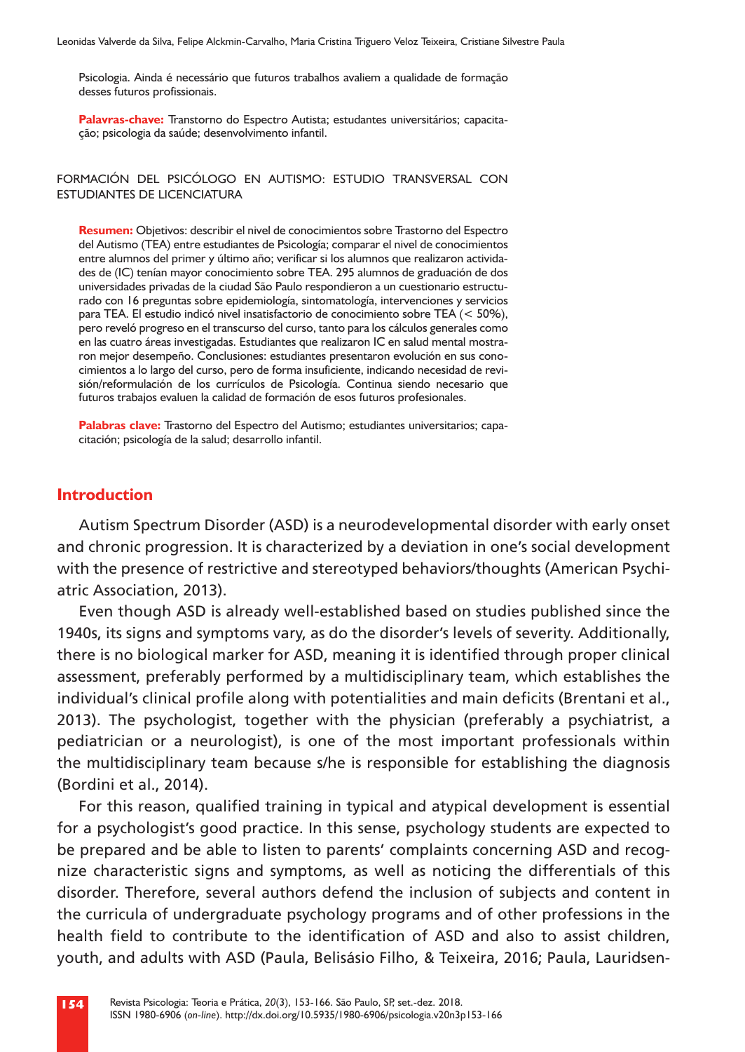Psicologia. Ainda é necessário que futuros trabalhos avaliem a qualidade de formação desses futuros profissionais.

**Palavras-chave:** Transtorno do Espectro Autista; estudantes universitários; capacitação; psicologia da saúde; desenvolvimento infantil.

FORMACIÓN DEL PSICÓLOGO EN AUTISMO: ESTUDIO TRANSVERSAL CON ESTUDIANTES DE LICENCIATURA

**Resumen:** Objetivos: describir el nivel de conocimientos sobre Trastorno del Espectro del Autismo (TEA) entre estudiantes de Psicología; comparar el nivel de conocimientos entre alumnos del primer y último año; verificar si los alumnos que realizaron actividades de (IC) tenían mayor conocimiento sobre TEA. 295 alumnos de graduación de dos universidades privadas de la ciudad São Paulo respondieron a un cuestionario estructurado con 16 preguntas sobre epidemiología, sintomatología, intervenciones y servicios para TEA. El estudio indicó nivel insatisfactorio de conocimiento sobre TEA (< 50%), pero reveló progreso en el transcurso del curso, tanto para los cálculos generales como en las cuatro áreas investigadas. Estudiantes que realizaron IC en salud mental mostraron mejor desempeño. Conclusiones: estudiantes presentaron evolución en sus conocimientos a lo largo del curso, pero de forma insuficiente, indicando necesidad de revisión/reformulación de los currículos de Psicología. Continua siendo necesario que futuros trabajos evaluen la calidad de formación de esos futuros profesionales.

**Palabras clave:** Trastorno del Espectro del Autismo; estudiantes universitarios; capacitación; psicología de la salud; desarrollo infantil.

## Introduction

Autism Spectrum Disorder (ASD) is a neurodevelopmental disorder with early onset and chronic progression. It is characterized by a deviation in one's social development with the presence of restrictive and stereotyped behaviors/thoughts (American Psychiatric Association, 2013).

Even though ASD is already well-established based on studies published since the 1940s, its signs and symptoms vary, as do the disorder's levels of severity. Additionally, there is no biological marker for ASD, meaning it is identified through proper clinical assessment, preferably performed by a multidisciplinary team, which establishes the individual's clinical profile along with potentialities and main deficits (Brentani et al., 2013). The psychologist, together with the physician (preferably a psychiatrist, a pediatrician or a neurologist), is one of the most important professionals within the multidisciplinary team because s/he is responsible for establishing the diagnosis (Bordini et al., 2014).

For this reason, qualified training in typical and atypical development is essential for a psychologist's good practice. In this sense, psychology students are expected to be prepared and be able to listen to parents' complaints concerning ASD and recognize characteristic signs and symptoms, as well as noticing the differentials of this disorder. Therefore, several authors defend the inclusion of subjects and content in the curricula of undergraduate psychology programs and of other professions in the health field to contribute to the identification of ASD and also to assist children, youth, and adults with ASD (Paula, Belisásio Filho, & Teixeira, 2016; Paula, Lauridsen-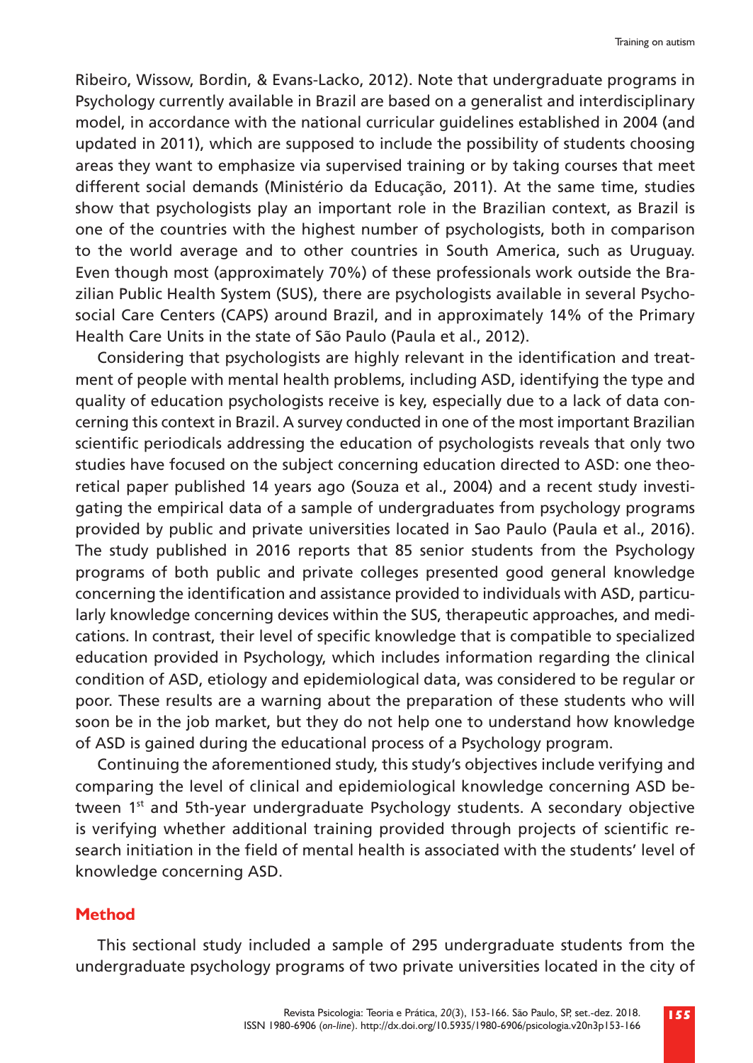Ribeiro, Wissow, Bordin, & Evans-Lacko, 2012). Note that undergraduate programs in Psychology currently available in Brazil are based on a generalist and interdisciplinary model, in accordance with the national curricular guidelines established in 2004 (and updated in 2011), which are supposed to include the possibility of students choosing areas they want to emphasize via supervised training or by taking courses that meet different social demands (Ministério da Educação, 2011). At the same time, studies show that psychologists play an important role in the Brazilian context, as Brazil is one of the countries with the highest number of psychologists, both in comparison to the world average and to other countries in South America, such as Uruguay. Even though most (approximately 70%) of these professionals work outside the Brazilian Public Health System (SUS), there are psychologists available in several Psychosocial Care Centers (CAPS) around Brazil, and in approximately 14% of the Primary Health Care Units in the state of São Paulo (Paula et al., 2012).

Considering that psychologists are highly relevant in the identification and treatment of people with mental health problems, including ASD, identifying the type and quality of education psychologists receive is key, especially due to a lack of data concerning this context in Brazil. A survey conducted in one of the most important Brazilian scientific periodicals addressing the education of psychologists reveals that only two studies have focused on the subject concerning education directed to ASD: one theoretical paper published 14 years ago (Souza et al., 2004) and a recent study investigating the empirical data of a sample of undergraduates from psychology programs provided by public and private universities located in Sao Paulo (Paula et al., 2016). The study published in 2016 reports that 85 senior students from the Psychology programs of both public and private colleges presented good general knowledge concerning the identification and assistance provided to individuals with ASD, particularly knowledge concerning devices within the SUS, therapeutic approaches, and medications. In contrast, their level of specific knowledge that is compatible to specialized education provided in Psychology, which includes information regarding the clinical condition of ASD, etiology and epidemiological data, was considered to be regular or poor. These results are a warning about the preparation of these students who will soon be in the job market, but they do not help one to understand how knowledge of ASD is gained during the educational process of a Psychology program.

Continuing the aforementioned study, this study's objectives include verifying and comparing the level of clinical and epidemiological knowledge concerning ASD between 1st and 5th-year undergraduate Psychology students. A secondary objective is verifying whether additional training provided through projects of scientific research initiation in the field of mental health is associated with the students' level of knowledge concerning ASD.

## Method

This sectional study included a sample of 295 undergraduate students from the undergraduate psychology programs of two private universities located in the city of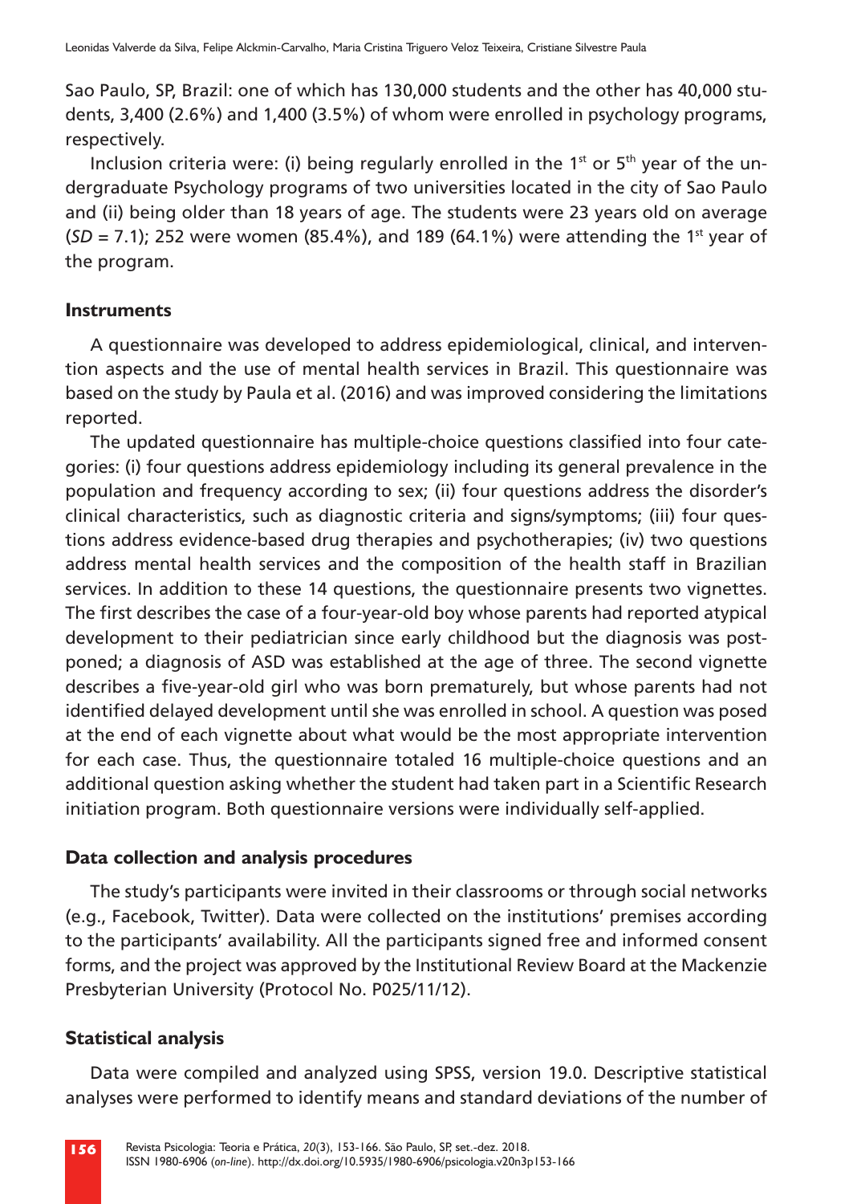Sao Paulo, SP, Brazil: one of which has 130,000 students and the other has 40,000 students, 3,400 (2.6%) and 1,400 (3.5%) of whom were enrolled in psychology programs, respectively.

Inclusion criteria were: (i) being regularly enrolled in the 1st or 5th year of the undergraduate Psychology programs of two universities located in the city of Sao Paulo and (ii) being older than 18 years of age. The students were 23 years old on average ($SD$ = 7.1); 252 were women (85.4%), and 189 (64.1%) were attending the 1st year of the program.

### Instruments

A questionnaire was developed to address epidemiological, clinical, and intervention aspects and the use of mental health services in Brazil. This questionnaire was based on the study by Paula et al. (2016) and was improved considering the limitations reported.

The updated questionnaire has multiple-choice questions classified into four categories: (i) four questions address epidemiology including its general prevalence in the population and frequency according to sex; (ii) four questions address the disorder's clinical characteristics, such as diagnostic criteria and signs/symptoms; (iii) four questions address evidence-based drug therapies and psychotherapies; (iv) two questions address mental health services and the composition of the health staff in Brazilian services. In addition to these 14 questions, the questionnaire presents two vignettes. The first describes the case of a four-year-old boy whose parents had reported atypical development to their pediatrician since early childhood but the diagnosis was postponed; a diagnosis of ASD was established at the age of three. The second vignette describes a five-year-old girl who was born prematurely, but whose parents had not identified delayed development until she was enrolled in school. A question was posed at the end of each vignette about what would be the most appropriate intervention for each case. Thus, the questionnaire totaled 16 multiple-choice questions and an additional question asking whether the student had taken part in a Scientific Research initiation program. Both questionnaire versions were individually self-applied.

### Data collection and analysis procedures

The study's participants were invited in their classrooms or through social networks (e.g., Facebook, Twitter). Data were collected on the institutions' premises according to the participants' availability. All the participants signed free and informed consent forms, and the project was approved by the Institutional Review Board at the Mackenzie Presbyterian University (Protocol No. P025/11/12).

### Statistical analysis

Data were compiled and analyzed using SPSS, version 19.0. Descriptive statistical analyses were performed to identify means and standard deviations of the number of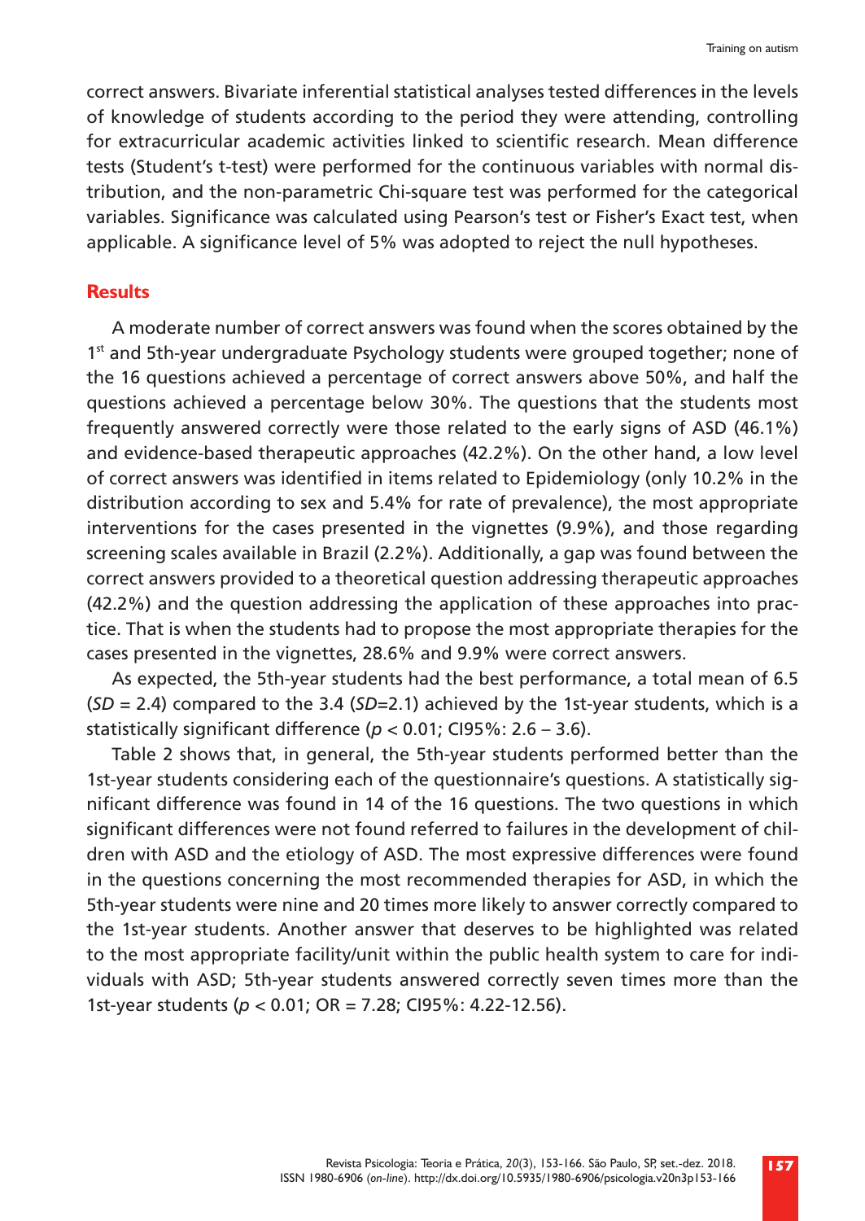correct answers. Bivariate inferential statistical analyses tested differences in the levels of knowledge of students according to the period they were attending, controlling for extracurricular academic activities linked to scientific research. Mean difference tests (Student's t-test) were performed for the continuous variables with normal distribution, and the non-parametric Chi-square test was performed for the categorical variables. Significance was calculated using Pearson's test or Fisher's Exact test, when applicable. A significance level of 5% was adopted to reject the null hypotheses.

## Results

A moderate number of correct answers was found when the scores obtained by the 1st and 5th-year undergraduate Psychology students were grouped together; none of the 16 questions achieved a percentage of correct answers above 50%, and half the questions achieved a percentage below 30%. The questions that the students most frequently answered correctly were those related to the early signs of ASD (46.1%) and evidence-based therapeutic approaches (42.2%). On the other hand, a low level of correct answers was identified in items related to Epidemiology (only 10.2% in the distribution according to sex and 5.4% for rate of prevalence), the most appropriate interventions for the cases presented in the vignettes (9.9%), and those regarding screening scales available in Brazil (2.2%). Additionally, a gap was found between the correct answers provided to a theoretical question addressing therapeutic approaches (42.2%) and the question addressing the application of these approaches into practice. That is when the students had to propose the most appropriate therapies for the cases presented in the vignettes, 28.6% and 9.9% were correct answers.

As expected, the 5th-year students had the best performance, a total mean of 6.5 ($SD = 2.4$) compared to the 3.4 ($SD=2.1$) achieved by the 1st-year students, which is a statistically significant difference ($p < 0.01$; CI95%: 2.6 – 3.6).

Table 2 shows that, in general, the 5th-year students performed better than the 1st-year students considering each of the questionnaire's questions. A statistically significant difference was found in 14 of the 16 questions. The two questions in which significant differences were not found referred to failures in the development of children with ASD and the etiology of ASD. The most expressive differences were found in the questions concerning the most recommended therapies for ASD, in which the 5th-year students were nine and 20 times more likely to answer correctly compared to the 1st-year students. Another answer that deserves to be highlighted was related to the most appropriate facility/unit within the public health system to care for individuals with ASD; 5th-year students answered correctly seven times more than the 1st-year students ($p < 0.01$; OR = 7.28; CI95%: 4.22-12.56).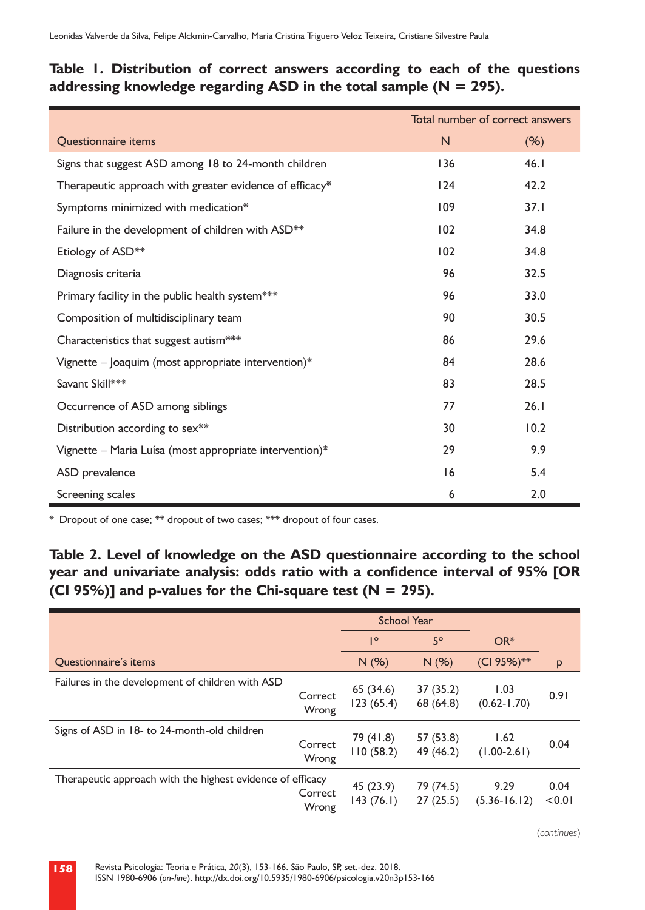**Table 1. Distribution of correct answers according to each of the questions addressing knowledge regarding ASD in the total sample (N = 295).**

| Questionnaire items | Total number of correct answers | |
|---|---|---|
| | N | (%) |
| Signs that suggest ASD among 18 to 24-month children | 136 | 46.1 |
| Therapeutic approach with greater evidence of efficacy* | 124 | 42.2 |
| Symptoms minimized with medication* | 109 | 37.1 |
| Failure in the development of children with ASD** | 102 | 34.8 |
| Etiology of ASD** | 102 | 34.8 |
| Diagnosis criteria | 96 | 32.5 |
| Primary facility in the public health system*** | 96 | 33.0 |
| Composition of multidisciplinary team | 90 | 30.5 |
| Characteristics that suggest autism*** | 86 | 29.6 |
| Vignette – Joaquim (most appropriate intervention)* | 84 | 28.6 |
| Savant Skill*** | 83 | 28.5 |
| Occurrence of ASD among siblings | 77 | 26.1 |
| Distribution according to sex** | 30 | 10.2 |
| Vignette – Maria Luísa (most appropriate intervention)* | 29 | 9.9 |
| ASD prevalence | 16 | 5.4 |
| Screening scales | 6 | 2.0 |

\* Dropout of one case; ** dropout of two cases; *** dropout of four cases.

**Table 2. Level of knowledge on the ASD questionnaire according to the school year and univariate analysis: odds ratio with a confidence interval of 95% [OR (CI 95%)] and p-values for the Chi-square test (N = 295).**

| Questionnaire's items | | School Year 1° | School Year 5° | OR* | |
|---|---|---|---|---|---|
| | | N (%) | N (%) | (CI 95%)** | p |
| Failures in the development of children with ASD | Correct | 65 (34.6) | 37 (35.2) | 1.03 | 0.91 |
| | Wrong | 123 (65.4) | 68 (64.8) | (0.62-1.70) | |
| Signs of ASD in 18- to 24-month-old children | Correct | 79 (41.8) | 57 (53.8) | 1.62 | 0.04 |
| | Wrong | 110 (58.2) | 49 (46.2) | (1.00-2.61) | |
| Therapeutic approach with the highest evidence of efficacy | Correct | 45 (23.9) | 79 (74.5) | 9.29 | 0.04 |
| | Wrong | 143 (76.1) | 27 (25.5) | (5.36-16.12) | <0.01 |

(continues)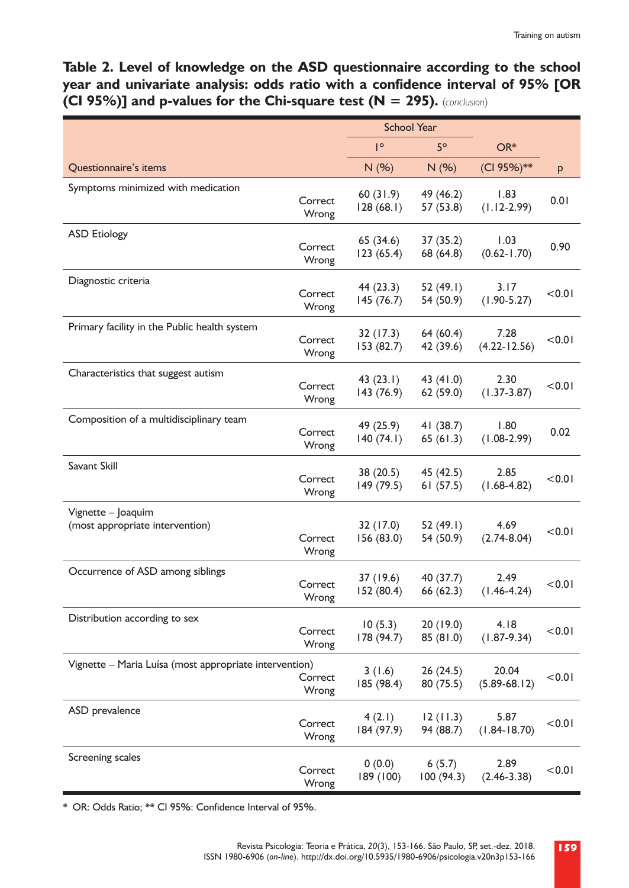**Table 2. Level of knowledge on the ASD questionnaire according to the school year and univariate analysis: odds ratio with a confidence interval of 95% [OR (CI 95%)] and p-values for the Chi-square test (N = 295).** *(conclusion)*

| Questionnaire's items | | School Year | | OR* | p |
|---|---|---|---|---|---|
| | | 1° | 5° | | |
| | | N (%) | N (%) | (CI 95%)** | |
| Symptoms minimized with medication | Correct<br>Wrong | 60 (31.9)<br>128 (68.1) | 49 (46.2)<br>57 (53.8) | 1.83<br>(1.12-2.99) | 0.01 |
| ASD Etiology | Correct<br>Wrong | 65 (34.6)<br>123 (65.4) | 37 (35.2)<br>68 (64.8) | 1.03<br>(0.62-1.70) | 0.90 |
| Diagnostic criteria | Correct<br>Wrong | 44 (23.3)<br>145 (76.7) | 52 (49.1)<br>54 (50.9) | 3.17<br>(1.90-5.27) | <0.01 |
| Primary facility in the Public health system | Correct<br>Wrong | 32 (17.3)<br>153 (82.7) | 64 (60.4)<br>42 (39.6) | 7.28<br>(4.22-12.56) | <0.01 |
| Characteristics that suggest autism | Correct<br>Wrong | 43 (23.1)<br>143 (76.9) | 43 (41.0)<br>62 (59.0) | 2.30<br>(1.37-3.87) | <0.01 |
| Composition of a multidisciplinary team | Correct<br>Wrong | 49 (25.9)<br>140 (74.1) | 41 (38.7)<br>65 (61.3) | 1.80<br>(1.08-2.99) | 0.02 |
| Savant Skill | Correct<br>Wrong | 38 (20.5)<br>149 (79.5) | 45 (42.5)<br>61 (57.5) | 2.85<br>(1.68-4.82) | <0.01 |
| Vignette – Joaquim (most appropriate intervention) | Correct<br>Wrong | 32 (17.0)<br>156 (83.0) | 52 (49.1)<br>54 (50.9) | 4.69<br>(2.74-8.04) | <0.01 |
| Occurrence of ASD among siblings | Correct<br>Wrong | 37 (19.6)<br>152 (80.4) | 40 (37.7)<br>66 (62.3) | 2.49<br>(1.46-4.24) | <0.01 |
| Distribution according to sex | Correct<br>Wrong | 10 (5.3)<br>178 (94.7) | 20 (19.0)<br>85 (81.0) | 4.18<br>(1.87-9.34) | <0.01 |
| Vignette – Maria Luísa (most appropriate intervention) | Correct<br>Wrong | 3 (1.6)<br>185 (98.4) | 26 (24.5)<br>80 (75.5) | 20.04<br>(5.89-68.12) | <0.01 |
| ASD prevalence | Correct<br>Wrong | 4 (2.1)<br>184 (97.9) | 12 (11.3)<br>94 (88.7) | 5.87<br>(1.84-18.70) | <0.01 |
| Screening scales | Correct<br>Wrong | 0 (0.0)<br>189 (100) | 6 (5.7)<br>100 (94.3) | 2.89<br>(2.46-3.38) | <0.01 |

\* OR: Odds Ratio; ** CI 95%: Confidence Interval of 95%.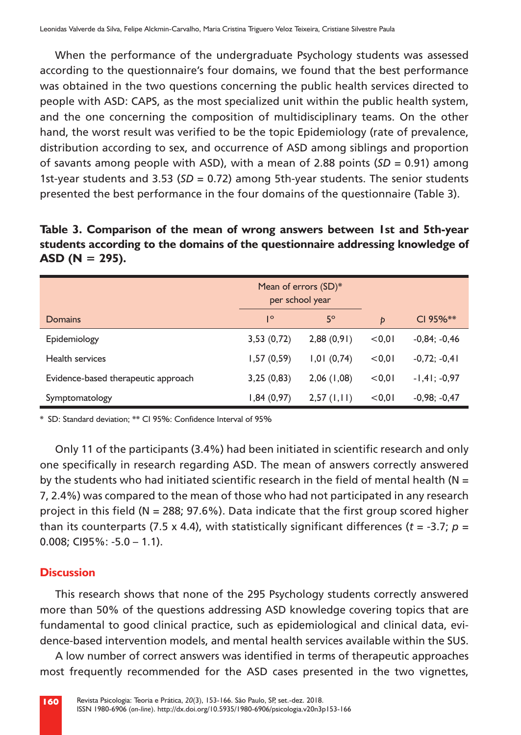When the performance of the undergraduate Psychology students was assessed according to the questionnaire's four domains, we found that the best performance was obtained in the two questions concerning the public health services directed to people with ASD: CAPS, as the most specialized unit within the public health system, and the one concerning the composition of multidisciplinary teams. On the other hand, the worst result was verified to be the topic Epidemiology (rate of prevalence, distribution according to sex, and occurrence of ASD among siblings and proportion of savants among people with ASD), with a mean of 2.88 points (*SD* = 0.91) among 1st-year students and 3.53 (*SD* = 0.72) among 5th-year students. The senior students presented the best performance in the four domains of the questionnaire (Table 3).

**Table 3. Comparison of the mean of wrong answers between 1st and 5th-year students according to the domains of the questionnaire addressing knowledge of ASD (N = 295).**

| | Mean of errors (SD)* per school year | | | |
|---|---|---|---|---|
| Domains | 1° | 5° | *p* | CI 95%** |
| Epidemiology | 3,53 (0,72) | 2,88 (0,91) | <0,01 | -0,84; -0,46 |
| Health services | 1,57 (0,59) | 1,01 (0,74) | <0,01 | -0,72; -0,41 |
| Evidence-based therapeutic approach | 3,25 (0,83) | 2,06 (1,08) | <0,01 | -1,41; -0,97 |
| Symptomatology | 1,84 (0,97) | 2,57 (1,11) | <0,01 | -0,98; -0,47 |

\* SD: Standard deviation; ** CI 95%: Confidence Interval of 95%

Only 11 of the participants (3.4%) had been initiated in scientific research and only one specifically in research regarding ASD. The mean of answers correctly answered by the students who had initiated scientific research in the field of mental health (N = 7, 2.4%) was compared to the mean of those who had not participated in any research project in this field (N = 288; 97.6%). Data indicate that the first group scored higher than its counterparts (7.5 x 4.4), with statistically significant differences ($t = -3.7$; $p = 0.008$; CI95%: -5.0 – 1.1).

## Discussion

This research shows that none of the 295 Psychology students correctly answered more than 50% of the questions addressing ASD knowledge covering topics that are fundamental to good clinical practice, such as epidemiological and clinical data, evidence-based intervention models, and mental health services available within the SUS.

A low number of correct answers was identified in terms of therapeutic approaches most frequently recommended for the ASD cases presented in the two vignettes,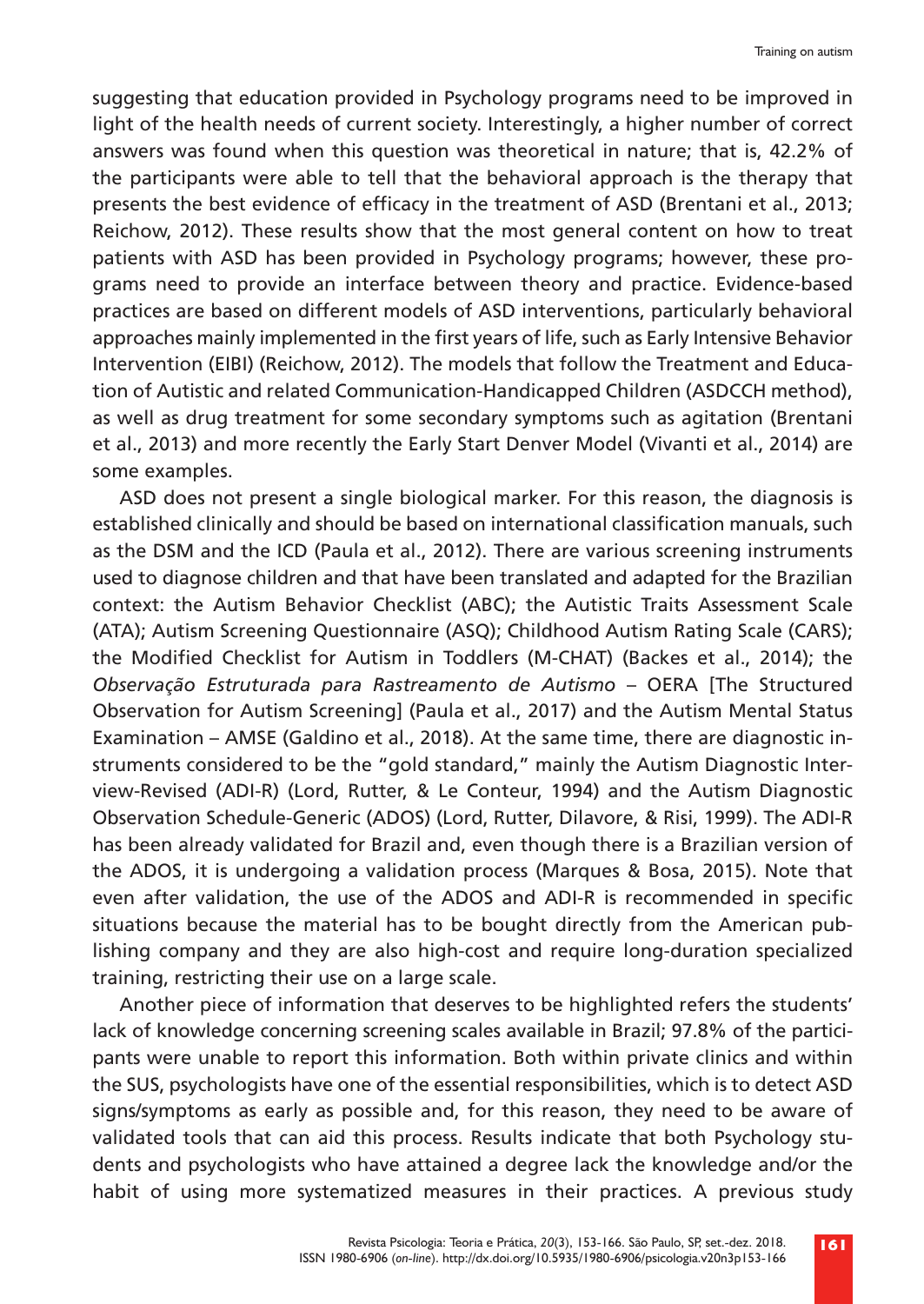suggesting that education provided in Psychology programs need to be improved in light of the health needs of current society. Interestingly, a higher number of correct answers was found when this question was theoretical in nature; that is, 42.2% of the participants were able to tell that the behavioral approach is the therapy that presents the best evidence of efficacy in the treatment of ASD (Brentani et al., 2013; Reichow, 2012). These results show that the most general content on how to treat patients with ASD has been provided in Psychology programs; however, these programs need to provide an interface between theory and practice. Evidence-based practices are based on different models of ASD interventions, particularly behavioral approaches mainly implemented in the first years of life, such as Early Intensive Behavior Intervention (EIBI) (Reichow, 2012). The models that follow the Treatment and Education of Autistic and related Communication-Handicapped Children (ASDCCH method), as well as drug treatment for some secondary symptoms such as agitation (Brentani et al., 2013) and more recently the Early Start Denver Model (Vivanti et al., 2014) are some examples.

ASD does not present a single biological marker. For this reason, the diagnosis is established clinically and should be based on international classification manuals, such as the DSM and the ICD (Paula et al., 2012). There are various screening instruments used to diagnose children and that have been translated and adapted for the Brazilian context: the Autism Behavior Checklist (ABC); the Autistic Traits Assessment Scale (ATA); Autism Screening Questionnaire (ASQ); Childhood Autism Rating Scale (CARS); the Modified Checklist for Autism in Toddlers (M-CHAT) (Backes et al., 2014); the *Observação Estruturada para Rastreamento de Autismo* – OERA [The Structured Observation for Autism Screening] (Paula et al., 2017) and the Autism Mental Status Examination – AMSE (Galdino et al., 2018). At the same time, there are diagnostic instruments considered to be the "gold standard," mainly the Autism Diagnostic Interview-Revised (ADI-R) (Lord, Rutter, & Le Conteur, 1994) and the Autism Diagnostic Observation Schedule-Generic (ADOS) (Lord, Rutter, Dilavore, & Risi, 1999). The ADI-R has been already validated for Brazil and, even though there is a Brazilian version of the ADOS, it is undergoing a validation process (Marques & Bosa, 2015). Note that even after validation, the use of the ADOS and ADI-R is recommended in specific situations because the material has to be bought directly from the American publishing company and they are also high-cost and require long-duration specialized training, restricting their use on a large scale.

Another piece of information that deserves to be highlighted refers the students' lack of knowledge concerning screening scales available in Brazil; 97.8% of the participants were unable to report this information. Both within private clinics and within the SUS, psychologists have one of the essential responsibilities, which is to detect ASD signs/symptoms as early as possible and, for this reason, they need to be aware of validated tools that can aid this process. Results indicate that both Psychology students and psychologists who have attained a degree lack the knowledge and/or the habit of using more systematized measures in their practices. A previous study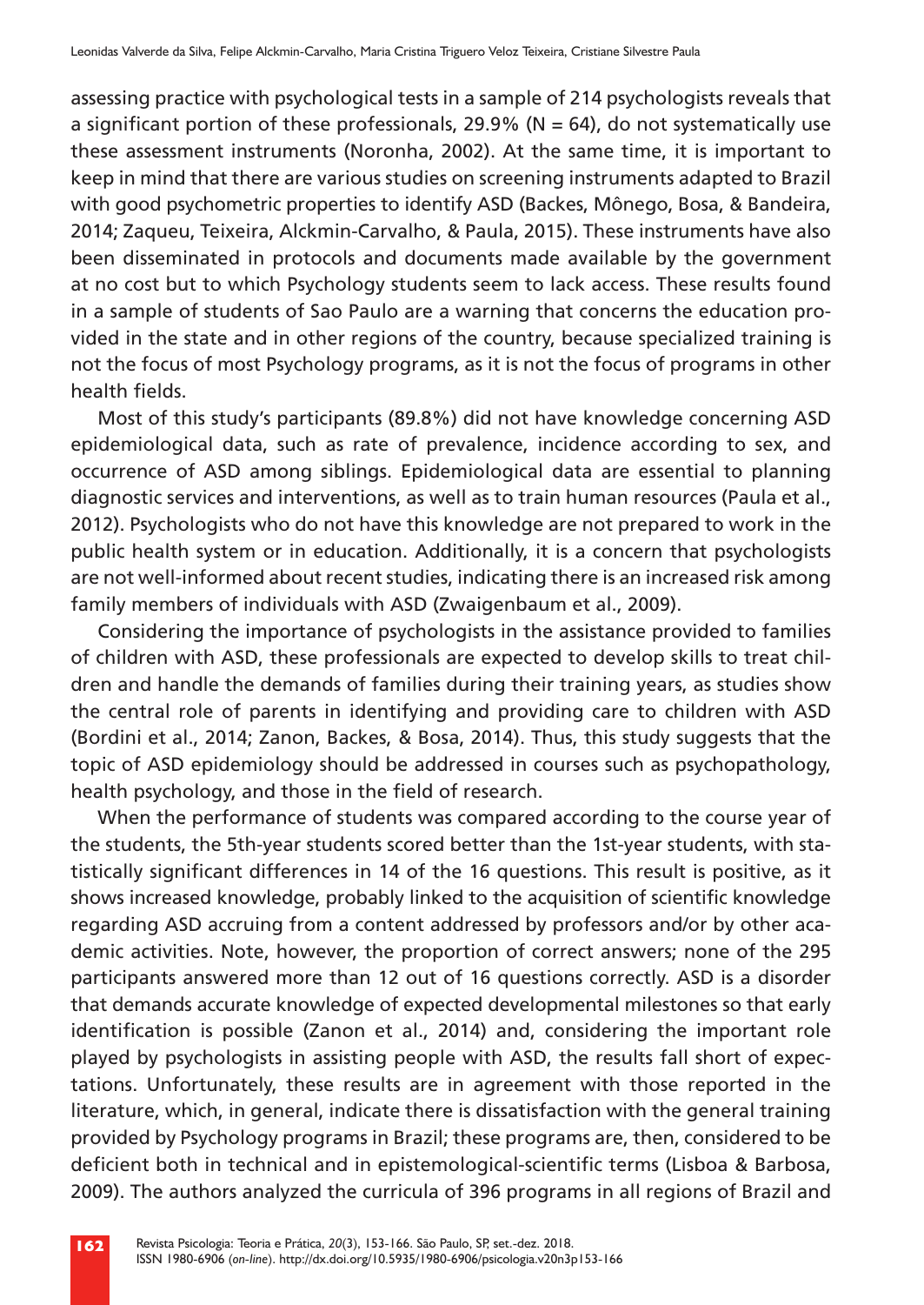assessing practice with psychological tests in a sample of 214 psychologists reveals that a significant portion of these professionals, 29.9% (N = 64), do not systematically use these assessment instruments (Noronha, 2002). At the same time, it is important to keep in mind that there are various studies on screening instruments adapted to Brazil with good psychometric properties to identify ASD (Backes, Mônego, Bosa, & Bandeira, 2014; Zaqueu, Teixeira, Alckmin-Carvalho, & Paula, 2015). These instruments have also been disseminated in protocols and documents made available by the government at no cost but to which Psychology students seem to lack access. These results found in a sample of students of Sao Paulo are a warning that concerns the education provided in the state and in other regions of the country, because specialized training is not the focus of most Psychology programs, as it is not the focus of programs in other health fields.

Most of this study's participants (89.8%) did not have knowledge concerning ASD epidemiological data, such as rate of prevalence, incidence according to sex, and occurrence of ASD among siblings. Epidemiological data are essential to planning diagnostic services and interventions, as well as to train human resources (Paula et al., 2012). Psychologists who do not have this knowledge are not prepared to work in the public health system or in education. Additionally, it is a concern that psychologists are not well-informed about recent studies, indicating there is an increased risk among family members of individuals with ASD (Zwaigenbaum et al., 2009).

Considering the importance of psychologists in the assistance provided to families of children with ASD, these professionals are expected to develop skills to treat children and handle the demands of families during their training years, as studies show the central role of parents in identifying and providing care to children with ASD (Bordini et al., 2014; Zanon, Backes, & Bosa, 2014). Thus, this study suggests that the topic of ASD epidemiology should be addressed in courses such as psychopathology, health psychology, and those in the field of research.

When the performance of students was compared according to the course year of the students, the 5th-year students scored better than the 1st-year students, with statistically significant differences in 14 of the 16 questions. This result is positive, as it shows increased knowledge, probably linked to the acquisition of scientific knowledge regarding ASD accruing from a content addressed by professors and/or by other academic activities. Note, however, the proportion of correct answers; none of the 295 participants answered more than 12 out of 16 questions correctly. ASD is a disorder that demands accurate knowledge of expected developmental milestones so that early identification is possible (Zanon et al., 2014) and, considering the important role played by psychologists in assisting people with ASD, the results fall short of expectations. Unfortunately, these results are in agreement with those reported in the literature, which, in general, indicate there is dissatisfaction with the general training provided by Psychology programs in Brazil; these programs are, then, considered to be deficient both in technical and in epistemological-scientific terms (Lisboa & Barbosa, 2009). The authors analyzed the curricula of 396 programs in all regions of Brazil and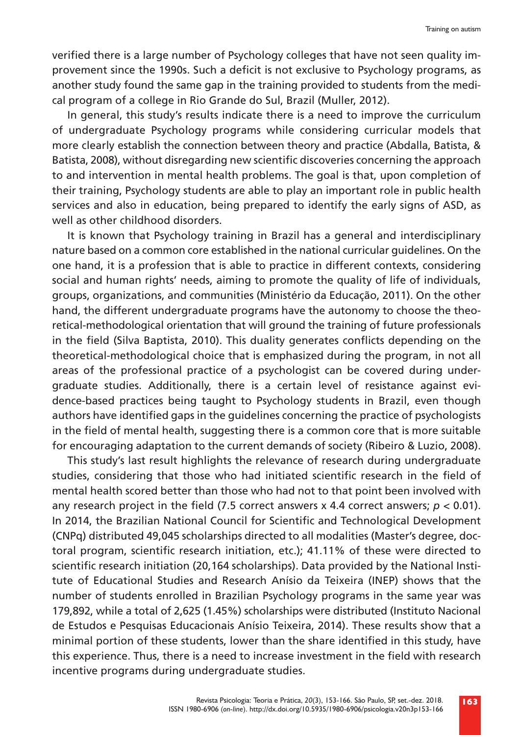verified there is a large number of Psychology colleges that have not seen quality improvement since the 1990s. Such a deficit is not exclusive to Psychology programs, as another study found the same gap in the training provided to students from the medical program of a college in Rio Grande do Sul, Brazil (Muller, 2012).

In general, this study's results indicate there is a need to improve the curriculum of undergraduate Psychology programs while considering curricular models that more clearly establish the connection between theory and practice (Abdalla, Batista, & Batista, 2008), without disregarding new scientific discoveries concerning the approach to and intervention in mental health problems. The goal is that, upon completion of their training, Psychology students are able to play an important role in public health services and also in education, being prepared to identify the early signs of ASD, as well as other childhood disorders.

It is known that Psychology training in Brazil has a general and interdisciplinary nature based on a common core established in the national curricular guidelines. On the one hand, it is a profession that is able to practice in different contexts, considering social and human rights' needs, aiming to promote the quality of life of individuals, groups, organizations, and communities (Ministério da Educação, 2011). On the other hand, the different undergraduate programs have the autonomy to choose the theoretical-methodological orientation that will ground the training of future professionals in the field (Silva Baptista, 2010). This duality generates conflicts depending on the theoretical-methodological choice that is emphasized during the program, in not all areas of the professional practice of a psychologist can be covered during undergraduate studies. Additionally, there is a certain level of resistance against evidence-based practices being taught to Psychology students in Brazil, even though authors have identified gaps in the guidelines concerning the practice of psychologists in the field of mental health, suggesting there is a common core that is more suitable for encouraging adaptation to the current demands of society (Ribeiro & Luzio, 2008).

This study's last result highlights the relevance of research during undergraduate studies, considering that those who had initiated scientific research in the field of mental health scored better than those who had not to that point been involved with any research project in the field (7.5 correct answers x 4.4 correct answers; $p < 0.01$). In 2014, the Brazilian National Council for Scientific and Technological Development (CNPq) distributed 49,045 scholarships directed to all modalities (Master's degree, doctoral program, scientific research initiation, etc.); 41.11% of these were directed to scientific research initiation (20,164 scholarships). Data provided by the National Institute of Educational Studies and Research Anísio da Teixeira (INEP) shows that the number of students enrolled in Brazilian Psychology programs in the same year was 179,892, while a total of 2,625 (1.45%) scholarships were distributed (Instituto Nacional de Estudos e Pesquisas Educacionais Anísio Teixeira, 2014). These results show that a minimal portion of these students, lower than the share identified in this study, have this experience. Thus, there is a need to increase investment in the field with research incentive programs during undergraduate studies.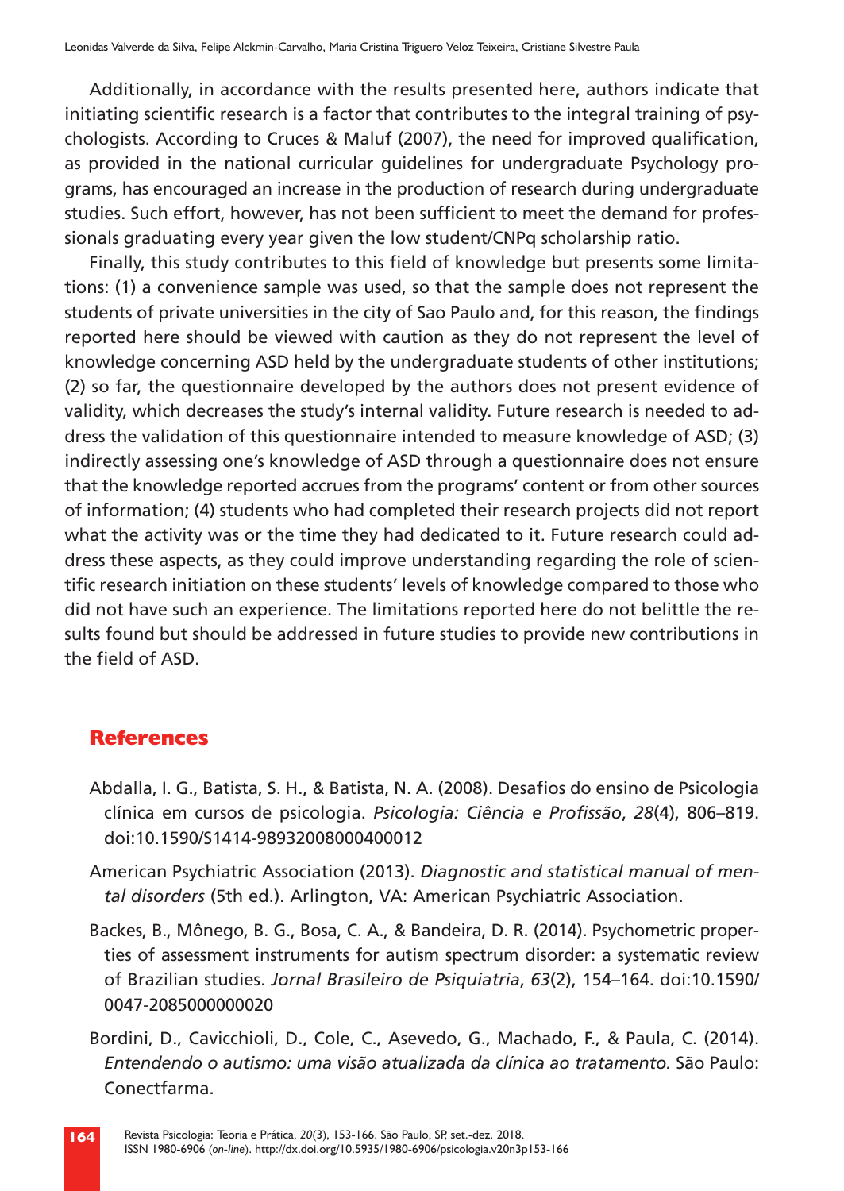Additionally, in accordance with the results presented here, authors indicate that initiating scientific research is a factor that contributes to the integral training of psychologists. According to Cruces & Maluf (2007), the need for improved qualification, as provided in the national curricular guidelines for undergraduate Psychology programs, has encouraged an increase in the production of research during undergraduate studies. Such effort, however, has not been sufficient to meet the demand for professionals graduating every year given the low student/CNPq scholarship ratio.

Finally, this study contributes to this field of knowledge but presents some limitations: (1) a convenience sample was used, so that the sample does not represent the students of private universities in the city of Sao Paulo and, for this reason, the findings reported here should be viewed with caution as they do not represent the level of knowledge concerning ASD held by the undergraduate students of other institutions; (2) so far, the questionnaire developed by the authors does not present evidence of validity, which decreases the study's internal validity. Future research is needed to address the validation of this questionnaire intended to measure knowledge of ASD; (3) indirectly assessing one's knowledge of ASD through a questionnaire does not ensure that the knowledge reported accrues from the programs' content or from other sources of information; (4) students who had completed their research projects did not report what the activity was or the time they had dedicated to it. Future research could address these aspects, as they could improve understanding regarding the role of scientific research initiation on these students' levels of knowledge compared to those who did not have such an experience. The limitations reported here do not belittle the results found but should be addressed in future studies to provide new contributions in the field of ASD.

## References

Abdalla, I. G., Batista, S. H., & Batista, N. A. (2008). Desafios do ensino de Psicologia clínica em cursos de psicologia. *Psicologia: Ciência e Profissão*, *28*(4), 806–819. doi:10.1590/S1414-98932008000400012

American Psychiatric Association (2013). *Diagnostic and statistical manual of mental disorders* (5th ed.). Arlington, VA: American Psychiatric Association.

Backes, B., Mônego, B. G., Bosa, C. A., & Bandeira, D. R. (2014). Psychometric properties of assessment instruments for autism spectrum disorder: a systematic review of Brazilian studies. *Jornal Brasileiro de Psiquiatria*, *63*(2), 154–164. doi:10.1590/0047-2085000000020

Bordini, D., Cavicchioli, D., Cole, C., Asevedo, G., Machado, F., & Paula, C. (2014). *Entendendo o autismo: uma visão atualizada da clínica ao tratamento.* São Paulo: Conectfarma.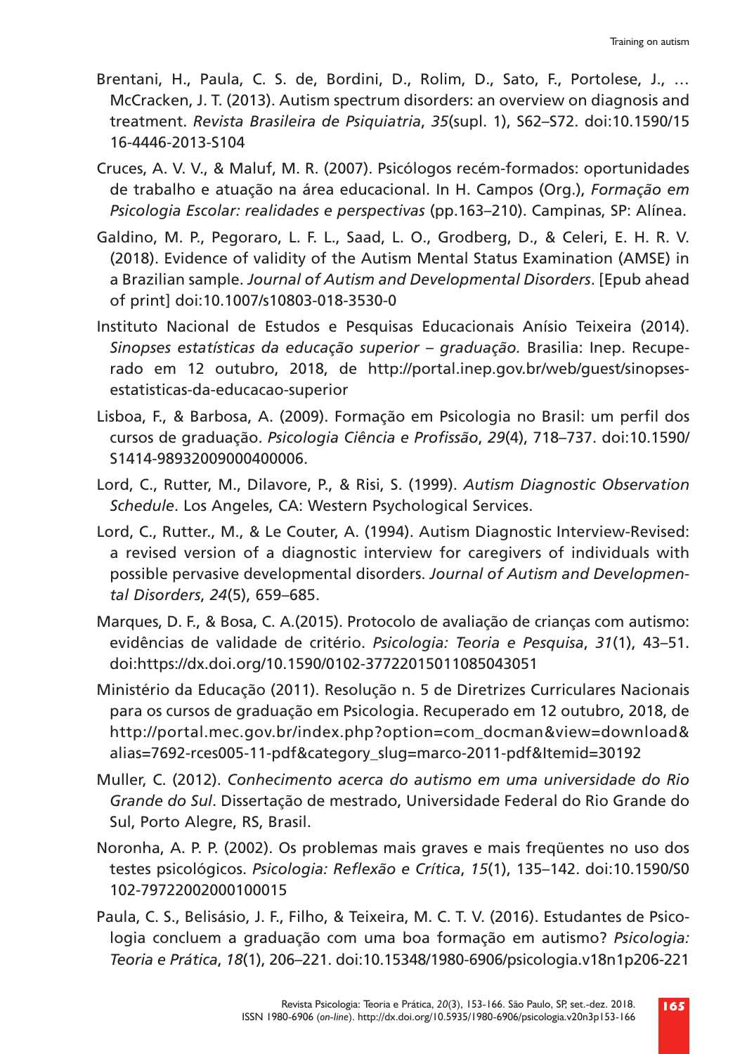Brentani, H., Paula, C. S. de, Bordini, D., Rolim, D., Sato, F., Portolese, J., … McCracken, J. T. (2013). Autism spectrum disorders: an overview on diagnosis and treatment. *Revista Brasileira de Psiquiatria*, *35*(supl. 1), S62–S72. doi:10.1590/1516-4446-2013-S104

Cruces, A. V. V., & Maluf, M. R. (2007). Psicólogos recém-formados: oportunidades de trabalho e atuação na área educacional. In H. Campos (Org.), *Formação em Psicologia Escolar: realidades e perspectivas* (pp.163–210). Campinas, SP: Alínea.

Galdino, M. P., Pegoraro, L. F. L., Saad, L. O., Grodberg, D., & Celeri, E. H. R. V. (2018). Evidence of validity of the Autism Mental Status Examination (AMSE) in a Brazilian sample. *Journal of Autism and Developmental Disorders*. [Epub ahead of print] doi:10.1007/s10803-018-3530-0

Instituto Nacional de Estudos e Pesquisas Educacionais Anísio Teixeira (2014). *Sinopses estatísticas da educação superior – graduação.* Brasilia: Inep. Recuperado em 12 outubro, 2018, de http://portal.inep.gov.br/web/guest/sinopses-estatisticas-da-educacao-superior

Lisboa, F., & Barbosa, A. (2009). Formação em Psicologia no Brasil: um perfil dos cursos de graduação. *Psicologia Ciência e Profissão*, *29*(4), 718–737. doi:10.1590/S1414-98932009000400006.

Lord, C., Rutter, M., Dilavore, P., & Risi, S. (1999). *Autism Diagnostic Observation Schedule*. Los Angeles, CA: Western Psychological Services.

Lord, C., Rutter., M., & Le Couter, A. (1994). Autism Diagnostic Interview-Revised: a revised version of a diagnostic interview for caregivers of individuals with possible pervasive developmental disorders. *Journal of Autism and Developmental Disorders*, *24*(5), 659–685.

Marques, D. F., & Bosa, C. A.(2015). Protocolo de avaliação de crianças com autismo: evidências de validade de critério. *Psicologia: Teoria e Pesquisa*, *31*(1), 43–51. doi:https://dx.doi.org/10.1590/0102-37722015011085043051

Ministério da Educação (2011). Resolução n. 5 de Diretrizes Curriculares Nacionais para os cursos de graduação em Psicologia. Recuperado em 12 outubro, 2018, de http://portal.mec.gov.br/index.php?option=com_docman&view=download&alias=7692-rces005-11-pdf&category_slug=marco-2011-pdf&Itemid=30192

Muller, C. (2012). *Conhecimento acerca do autismo em uma universidade do Rio Grande do Sul*. Dissertação de mestrado, Universidade Federal do Rio Grande do Sul, Porto Alegre, RS, Brasil.

Noronha, A. P. P. (2002). Os problemas mais graves e mais freqüentes no uso dos testes psicológicos. *Psicologia: Reflexão e Crítica*, *15*(1), 135–142. doi:10.1590/S0102-79722002000100015

Paula, C. S., Belisásio, J. F., Filho, & Teixeira, M. C. T. V. (2016). Estudantes de Psicologia concluem a graduação com uma boa formação em autismo? *Psicologia: Teoria e Prática*, *18*(1), 206–221. doi:10.15348/1980-6906/psicologia.v18n1p206-221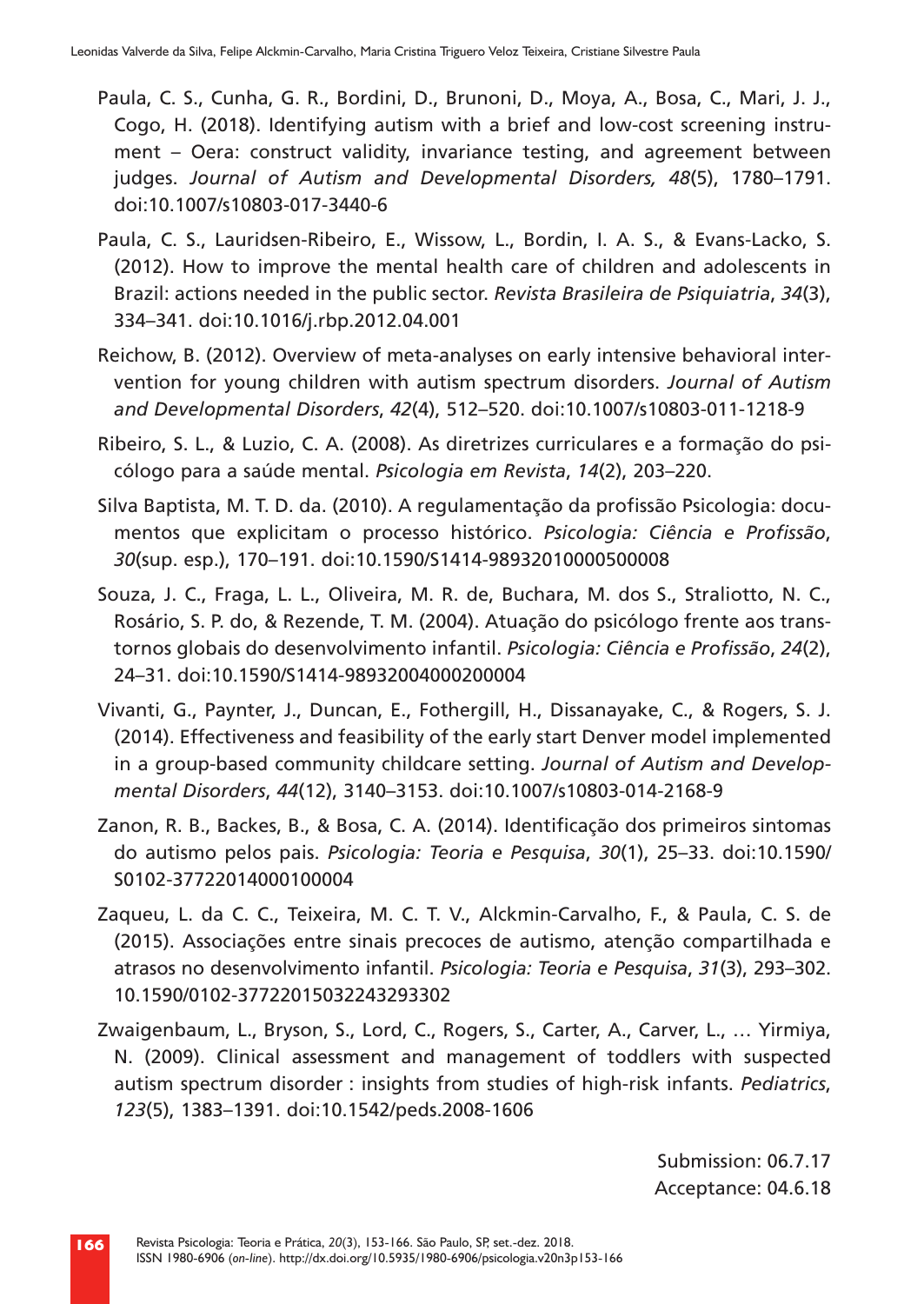Paula, C. S., Cunha, G. R., Bordini, D., Brunoni, D., Moya, A., Bosa, C., Mari, J. J., Cogo, H. (2018). Identifying autism with a brief and low-cost screening instrument – Oera: construct validity, invariance testing, and agreement between judges. *Journal of Autism and Developmental Disorders, 48*(5), 1780–1791. doi:10.1007/s10803-017-3440-6

Paula, C. S., Lauridsen-Ribeiro, E., Wissow, L., Bordin, I. A. S., & Evans-Lacko, S. (2012). How to improve the mental health care of children and adolescents in Brazil: actions needed in the public sector. *Revista Brasileira de Psiquiatria*, *34*(3), 334–341. doi:10.1016/j.rbp.2012.04.001

Reichow, B. (2012). Overview of meta-analyses on early intensive behavioral intervention for young children with autism spectrum disorders. *Journal of Autism and Developmental Disorders*, *42*(4), 512–520. doi:10.1007/s10803-011-1218-9

Ribeiro, S. L., & Luzio, C. A. (2008). As diretrizes curriculares e a formação do psicólogo para a saúde mental. *Psicologia em Revista*, *14*(2), 203–220.

Silva Baptista, M. T. D. da. (2010). A regulamentação da profissão Psicologia: documentos que explicitam o processo histórico. *Psicologia: Ciência e Profissão*, *30*(sup. esp.), 170–191. doi:10.1590/S1414-98932010000500008

Souza, J. C., Fraga, L. L., Oliveira, M. R. de, Buchara, M. dos S., Straliotto, N. C., Rosário, S. P. do, & Rezende, T. M. (2004). Atuação do psicólogo frente aos transtornos globais do desenvolvimento infantil. *Psicologia: Ciência e Profissão*, *24*(2), 24–31. doi:10.1590/S1414-98932004000200004

Vivanti, G., Paynter, J., Duncan, E., Fothergill, H., Dissanayake, C., & Rogers, S. J. (2014). Effectiveness and feasibility of the early start Denver model implemented in a group-based community childcare setting. *Journal of Autism and Developmental Disorders*, *44*(12), 3140–3153. doi:10.1007/s10803-014-2168-9

Zanon, R. B., Backes, B., & Bosa, C. A. (2014). Identificação dos primeiros sintomas do autismo pelos pais. *Psicologia: Teoria e Pesquisa*, *30*(1), 25–33. doi:10.1590/S0102-37722014000100004

Zaqueu, L. da C. C., Teixeira, M. C. T. V., Alckmin-Carvalho, F., & Paula, C. S. de (2015). Associações entre sinais precoces de autismo, atenção compartilhada e atrasos no desenvolvimento infantil. *Psicologia: Teoria e Pesquisa*, *31*(3), 293–302. 10.1590/0102-37722015032243293302

Zwaigenbaum, L., Bryson, S., Lord, C., Rogers, S., Carter, A., Carver, L., … Yirmiya, N. (2009). Clinical assessment and management of toddlers with suspected autism spectrum disorder : insights from studies of high-risk infants. *Pediatrics*, *123*(5), 1383–1391. doi:10.1542/peds.2008-1606

Submission: 06.7.17
Acceptance: 04.6.18